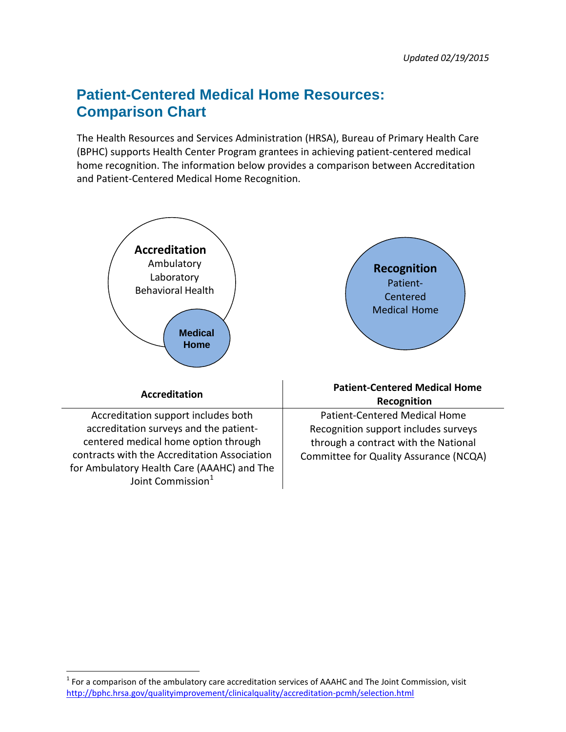*Updated 02/19/2015*

# Patient-Centered Medical Home Resources: Comparison Chart

The Health Resources and Services Administration (HRSA), Bureau of Primary Health Care (BPHC) supports Health Center Program grantees in achieving patient-centered medical home recognition. The information below provides a comparison between Accreditation and Patient-Centered Medical Home Recognition.

**Accreditation**
Ambulatory
Laboratory
Behavioral Health

**Medical Home**

**Recognition**
Patient-Centered Medical Home

| Accreditation | Patient-Centered Medical Home Recognition |
|---|---|
| Accreditation support includes both accreditation surveys and the patient-centered medical home option through contracts with the Accreditation Association for Ambulatory Health Care (AAAHC) and The Joint Commission[1] | Patient-Centered Medical Home Recognition support includes surveys through a contract with the National Committee for Quality Assurance (NCQA) |

[1] For a comparison of the ambulatory care accreditation services of AAAHC and The Joint Commission, visit http://bphc.hrsa.gov/qualityimprovement/clinicalquality/accreditation-pcmh/selection.html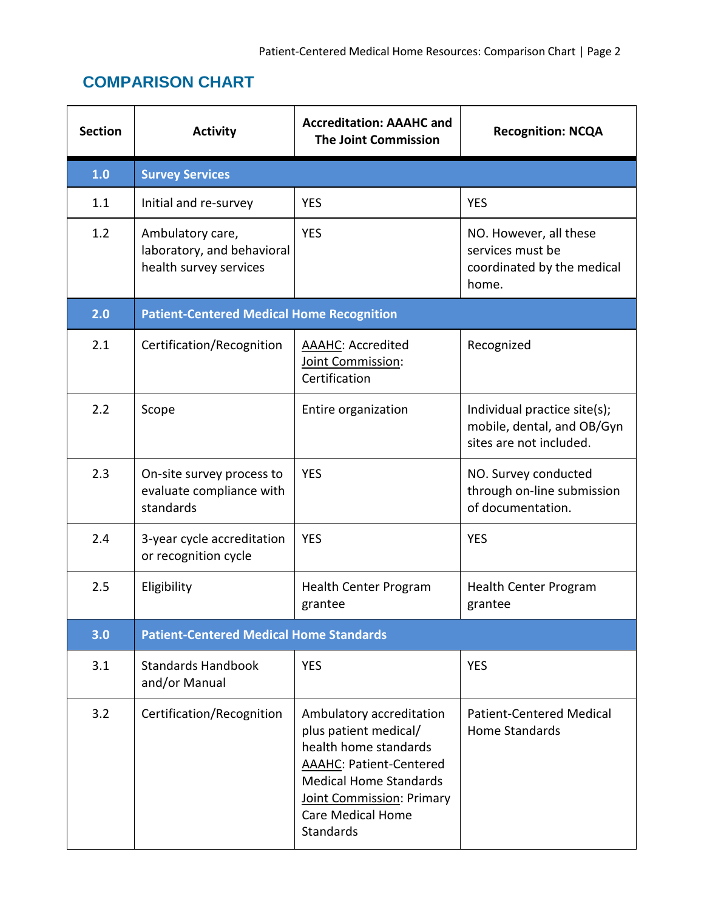## COMPARISON CHART

| Section | Activity | Accreditation: AAAHC and The Joint Commission | Recognition: NCQA |
|---|---|---|---|
| **1.0** | **Survey Services** | | |
| 1.1 | Initial and re-survey | YES | YES |
| 1.2 | Ambulatory care, laboratory, and behavioral health survey services | YES | NO. However, all these services must be coordinated by the medical home. |
| **2.0** | **Patient-Centered Medical Home Recognition** | | |
| 2.1 | Certification/Recognition | AAAHC: Accredited<br>Joint Commission: Certification | Recognized |
| 2.2 | Scope | Entire organization | Individual practice site(s); mobile, dental, and OB/Gyn sites are not included. |
| 2.3 | On-site survey process to evaluate compliance with standards | YES | NO. Survey conducted through on-line submission of documentation. |
| 2.4 | 3-year cycle accreditation or recognition cycle | YES | YES |
| 2.5 | Eligibility | Health Center Program grantee | Health Center Program grantee |
| **3.0** | **Patient-Centered Medical Home Standards** | | |
| 3.1 | Standards Handbook and/or Manual | YES | YES |
| 3.2 | Certification/Recognition | Ambulatory accreditation plus patient medical/ health home standards<br>AAAHC: Patient-Centered Medical Home Standards<br>Joint Commission: Primary Care Medical Home Standards | Patient-Centered Medical Home Standards |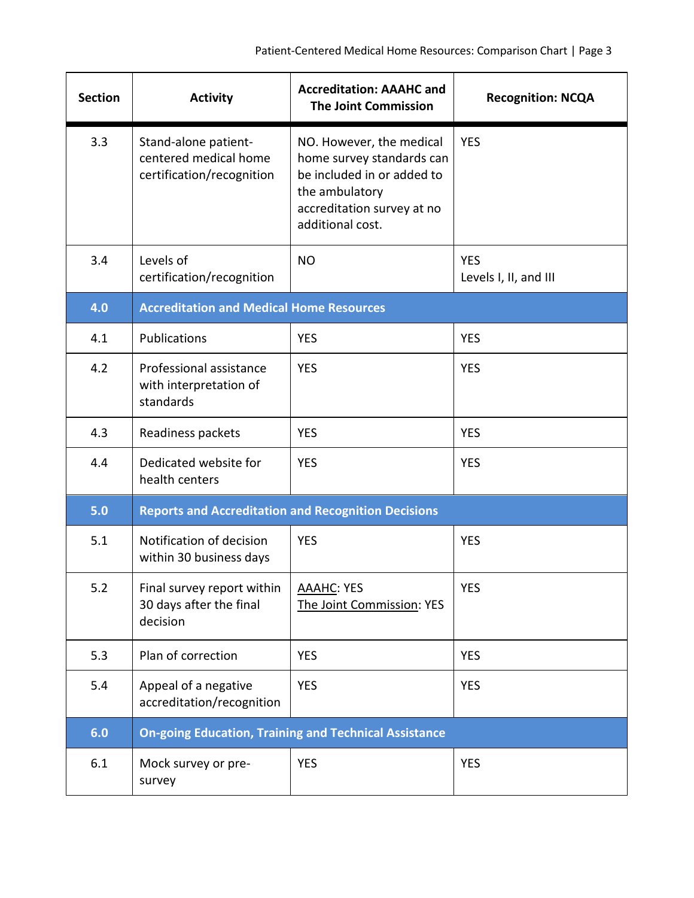| Section | Activity | Accreditation: AAAHC and The Joint Commission | Recognition: NCQA |
|---|---|---|---|
| 3.3 | Stand-alone patient-centered medical home certification/recognition | NO. However, the medical home survey standards can be included in or added to the ambulatory accreditation survey at no additional cost. | YES |
| 3.4 | Levels of certification/recognition | NO | YES<br>Levels I, II, and III |
| **4.0** | **Accreditation and Medical Home Resources** | | |
| 4.1 | Publications | YES | YES |
| 4.2 | Professional assistance with interpretation of standards | YES | YES |
| 4.3 | Readiness packets | YES | YES |
| 4.4 | Dedicated website for health centers | YES | YES |
| **5.0** | **Reports and Accreditation and Recognition Decisions** | | |
| 5.1 | Notification of decision within 30 business days | YES | YES |
| 5.2 | Final survey report within 30 days after the final decision | AAAHC: YES<br>The Joint Commission: YES | YES |
| 5.3 | Plan of correction | YES | YES |
| 5.4 | Appeal of a negative accreditation/recognition | YES | YES |
| **6.0** | **On-going Education, Training and Technical Assistance** | | |
| 6.1 | Mock survey or pre-survey | YES | YES |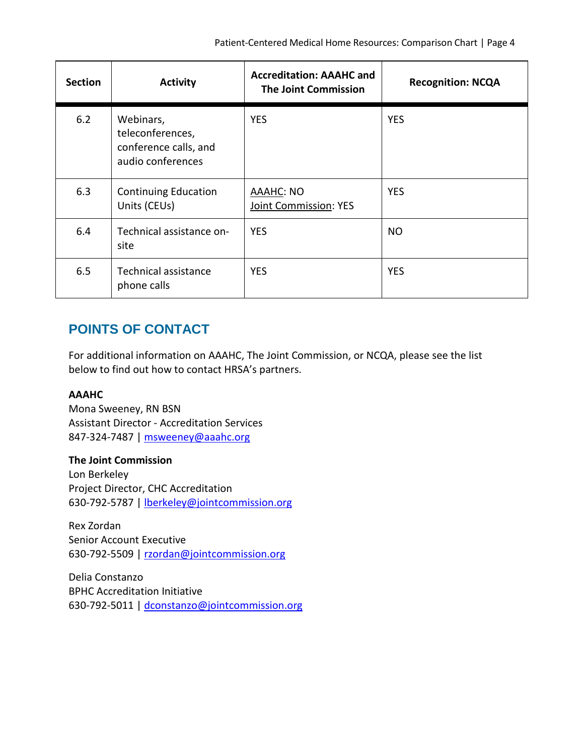| Section | Activity | Accreditation: AAAHC and The Joint Commission | Recognition: NCQA |
|---|---|---|---|
| 6.2 | Webinars, teleconferences, conference calls, and audio conferences | YES | YES |
| 6.3 | Continuing Education Units (CEUs) | AAAHC: NO<br>Joint Commission: YES | YES |
| 6.4 | Technical assistance on-site | YES | NO |
| 6.5 | Technical assistance phone calls | YES | YES |

## POINTS OF CONTACT

For additional information on AAAHC, The Joint Commission, or NCQA, please see the list below to find out how to contact HRSA's partners.

**AAAHC**
Mona Sweeney, RN BSN
Assistant Director - Accreditation Services
847-324-7487 | msweeney@aaahc.org

**The Joint Commission**
Lon Berkeley
Project Director, CHC Accreditation
630-792-5787 | lberkeley@jointcommission.org

Rex Zordan
Senior Account Executive
630-792-5509 | rzordan@jointcommission.org

Delia Constanzo
BPHC Accreditation Initiative
630-792-5011 | dconstanzo@jointcommission.org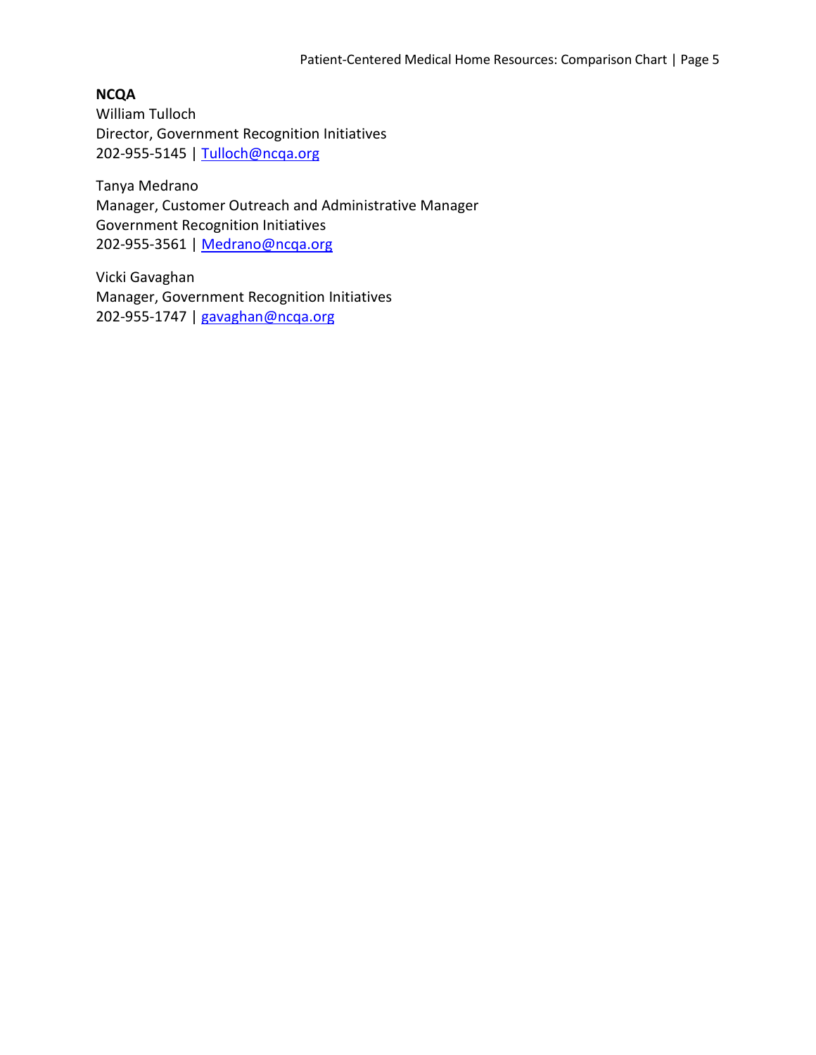**NCQA**

William Tulloch
Director, Government Recognition Initiatives
202-955-5145 | Tulloch@ncqa.org

Tanya Medrano
Manager, Customer Outreach and Administrative Manager
Government Recognition Initiatives
202-955-3561 | Medrano@ncqa.org

Vicki Gavaghan
Manager, Government Recognition Initiatives
202-955-1747 | gavaghan@ncqa.org